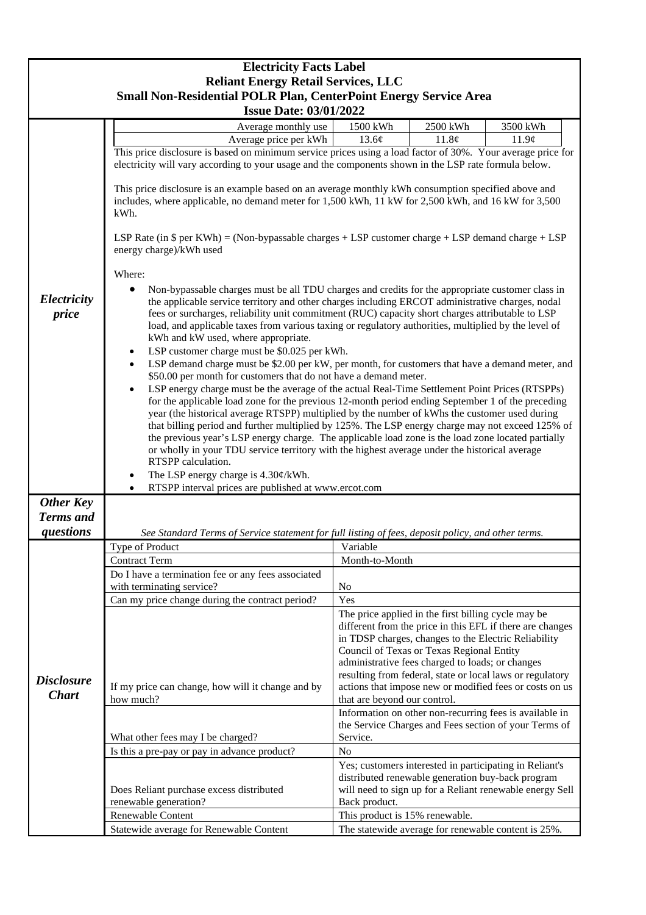# Electricity Facts Label

**Reliant Energy Retail Services, LLC**

**Small Non-Residential POLR Plan, CenterPoint Energy Service Area**

**Issue Date: 03/01/2022**

## *Electricity price*

| Average monthly use | 1500 kWh | 2500 kWh | 3500 kWh |
|---|---|---|---|
| Average price per kWh | 13.6¢ | 11.8¢ | 11.9¢ |

This price disclosure is based on minimum service prices using a load factor of 30%. Your average price for electricity will vary according to your usage and the components shown in the LSP rate formula below.

This price disclosure is an example based on an average monthly kWh consumption specified above and includes, where applicable, no demand meter for 1,500 kWh, 11 kW for 2,500 kWh, and 16 kW for 3,500 kWh.

LSP Rate (in $ per KWh) = (Non-bypassable charges + LSP customer charge + LSP demand charge + LSP energy charge)/kWh used

Where:

- Non-bypassable charges must be all TDU charges and credits for the appropriate customer class in the applicable service territory and other charges including ERCOT administrative charges, nodal fees or surcharges, reliability unit commitment (RUC) capacity short charges attributable to LSP load, and applicable taxes from various taxing or regulatory authorities, multiplied by the level of kWh and kW used, where appropriate.
- LSP customer charge must be $0.025 per kWh.
- LSP demand charge must be $2.00 per kW, per month, for customers that have a demand meter, and $50.00 per month for customers that do not have a demand meter.
- LSP energy charge must be the average of the actual Real-Time Settlement Point Prices (RTSPPs) for the applicable load zone for the previous 12-month period ending September 1 of the preceding year (the historical average RTSPP) multiplied by the number of kWhs the customer used during that billing period and further multiplied by 125%. The LSP energy charge may not exceed 125% of the previous year's LSP energy charge. The applicable load zone is the load zone located partially or wholly in your TDU service territory with the highest average under the historical average RTSPP calculation.
- The LSP energy charge is 4.30¢/kWh.
- RTSPP interval prices are published at www.ercot.com

## *Other Key Terms and questions*

*See Standard Terms of Service statement for full listing of fees, deposit policy, and other terms.*

## *Disclosure Chart*

| Question | Answer |
|---|---|
| Type of Product | Variable |
| Contract Term | Month-to-Month |
| Do I have a termination fee or any fees associated with terminating service? | No |
| Can my price change during the contract period? | Yes |
| If my price can change, how will it change and by how much? | The price applied in the first billing cycle may be different from the price in this EFL if there are changes in TDSP charges, changes to the Electric Reliability Council of Texas or Texas Regional Entity administrative fees charged to loads; or changes resulting from federal, state or local laws or regulatory actions that impose new or modified fees or costs on us that are beyond our control. |
| What other fees may I be charged? | Information on other non-recurring fees is available in the Service Charges and Fees section of your Terms of Service. |
| Is this a pre-pay or pay in advance product? | No |
| Does Reliant purchase excess distributed renewable generation? | Yes; customers interested in participating in Reliant's distributed renewable generation buy-back program will need to sign up for a Reliant renewable energy Sell Back product. |
| Renewable Content | This product is 15% renewable. |
| Statewide average for Renewable Content | The statewide average for renewable content is 25%. |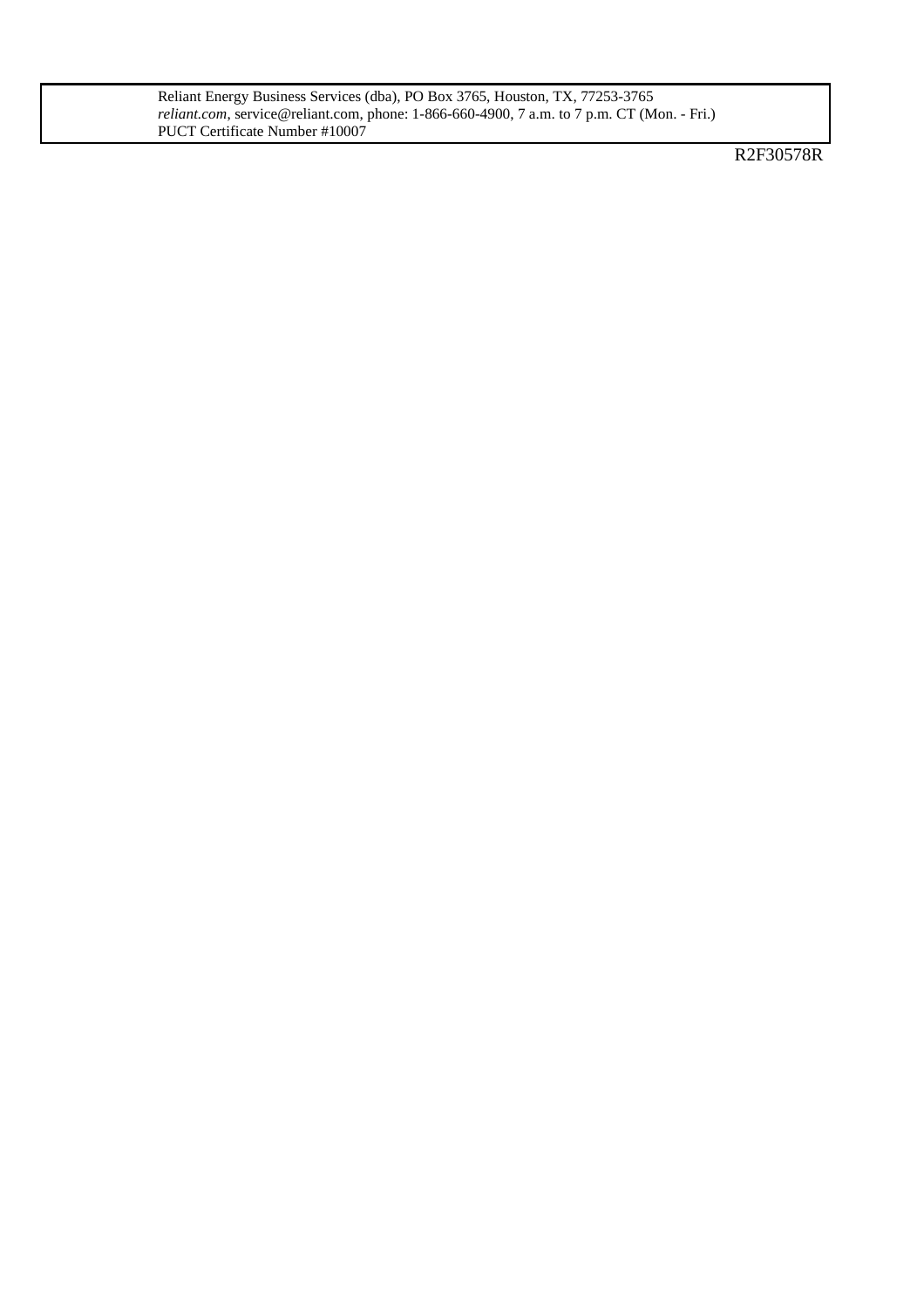Reliant Energy Business Services (dba), PO Box 3765, Houston, TX, 77253-3765
*reliant.com*, service@reliant.com, phone: 1-866-660-4900, 7 a.m. to 7 p.m. CT (Mon. - Fri.)
PUCT Certificate Number #10007

R2F30578R